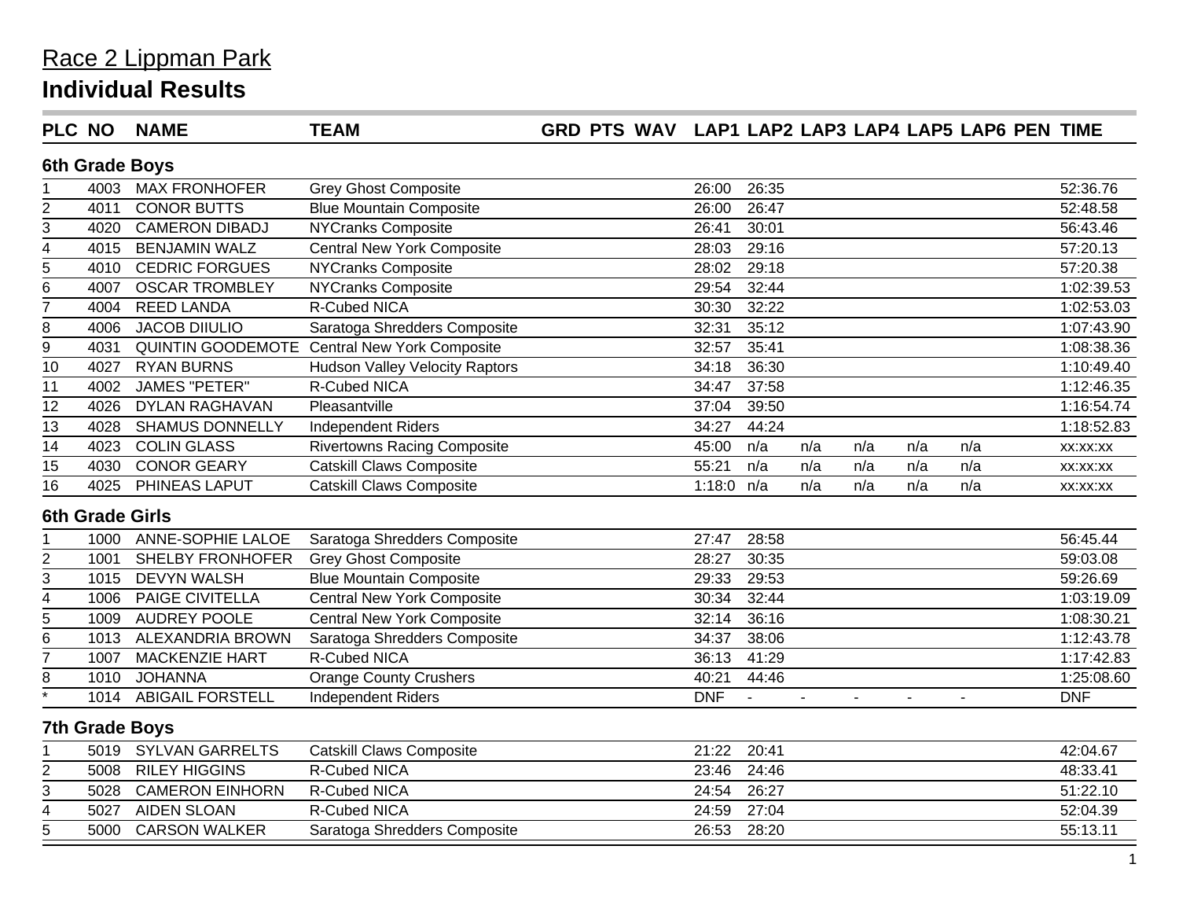# Race 2 Lippman Park

## Individual Results

| PLC | NO | NAME | TEAM | GRD | PTS | WAV | LAP1 | LAP2 | LAP3 | LAP4 | LAP5 | LAP6 | PEN | TIME |
|---|---|---|---|---|---|---|---|---|---|---|---|---|---|---|
| **6th Grade Boys** | | | | | | | | | | | | | | |
| 1 | 4003 | MAX FRONHOFER | Grey Ghost Composite | | | | 26:00 | 26:35 | | | | | | 52:36.76 |
| 2 | 4011 | CONOR BUTTS | Blue Mountain Composite | | | | 26:00 | 26:47 | | | | | | 52:48.58 |
| 3 | 4020 | CAMERON DIBADJ | NYCranks Composite | | | | 26:41 | 30:01 | | | | | | 56:43.46 |
| 4 | 4015 | BENJAMIN WALZ | Central New York Composite | | | | 28:03 | 29:16 | | | | | | 57:20.13 |
| 5 | 4010 | CEDRIC FORGUES | NYCranks Composite | | | | 28:02 | 29:18 | | | | | | 57:20.38 |
| 6 | 4007 | OSCAR TROMBLEY | NYCranks Composite | | | | 29:54 | 32:44 | | | | | | 1:02:39.53 |
| 7 | 4004 | REED LANDA | R-Cubed NICA | | | | 30:30 | 32:22 | | | | | | 1:02:53.03 |
| 8 | 4006 | JACOB DIIULIO | Saratoga Shredders Composite | | | | 32:31 | 35:12 | | | | | | 1:07:43.90 |
| 9 | 4031 | QUINTIN GOODEMOTE | Central New York Composite | | | | 32:57 | 35:41 | | | | | | 1:08:38.36 |
| 10 | 4027 | RYAN BURNS | Hudson Valley Velocity Raptors | | | | 34:18 | 36:30 | | | | | | 1:10:49.40 |
| 11 | 4002 | JAMES "PETER" | R-Cubed NICA | | | | 34:47 | 37:58 | | | | | | 1:12:46.35 |
| 12 | 4026 | DYLAN RAGHAVAN | Pleasantville | | | | 37:04 | 39:50 | | | | | | 1:16:54.74 |
| 13 | 4028 | SHAMUS DONNELLY | Independent Riders | | | | 34:27 | 44:24 | | | | | | 1:18:52.83 |
| 14 | 4023 | COLIN GLASS | Rivertowns Racing Composite | | | | 45:00 | n/a | n/a | n/a | n/a | n/a | | xx:xx:xx |
| 15 | 4030 | CONOR GEARY | Catskill Claws Composite | | | | 55:21 | n/a | n/a | n/a | n/a | n/a | | xx:xx:xx |
| 16 | 4025 | PHINEAS LAPUT | Catskill Claws Composite | | | | 1:18:0 | n/a | n/a | n/a | n/a | n/a | | xx:xx:xx |
| **6th Grade Girls** | | | | | | | | | | | | | | |
| 1 | 1000 | ANNE-SOPHIE LALOE | Saratoga Shredders Composite | | | | 27:47 | 28:58 | | | | | | 56:45.44 |
| 2 | 1001 | SHELBY FRONHOFER | Grey Ghost Composite | | | | 28:27 | 30:35 | | | | | | 59:03.08 |
| 3 | 1015 | DEVYN WALSH | Blue Mountain Composite | | | | 29:33 | 29:53 | | | | | | 59:26.69 |
| 4 | 1006 | PAIGE CIVITELLA | Central New York Composite | | | | 30:34 | 32:44 | | | | | | 1:03:19.09 |
| 5 | 1009 | AUDREY POOLE | Central New York Composite | | | | 32:14 | 36:16 | | | | | | 1:08:30.21 |
| 6 | 1013 | ALEXANDRIA BROWN | Saratoga Shredders Composite | | | | 34:37 | 38:06 | | | | | | 1:12:43.78 |
| 7 | 1007 | MACKENZIE HART | R-Cubed NICA | | | | 36:13 | 41:29 | | | | | | 1:17:42.83 |
| 8 | 1010 | JOHANNA | Orange County Crushers | | | | 40:21 | 44:46 | | | | | | 1:25:08.60 |
| * | 1014 | ABIGAIL FORSTELL | Independent Riders | | | | DNF | - | - | - | - | - | | DNF |
| **7th Grade Boys** | | | | | | | | | | | | | | |
| 1 | 5019 | SYLVAN GARRELTS | Catskill Claws Composite | | | | 21:22 | 20:41 | | | | | | 42:04.67 |
| 2 | 5008 | RILEY HIGGINS | R-Cubed NICA | | | | 23:46 | 24:46 | | | | | | 48:33.41 |
| 3 | 5028 | CAMERON EINHORN | R-Cubed NICA | | | | 24:54 | 26:27 | | | | | | 51:22.10 |
| 4 | 5027 | AIDEN SLOAN | R-Cubed NICA | | | | 24:59 | 27:04 | | | | | | 52:04.39 |
| 5 | 5000 | CARSON WALKER | Saratoga Shredders Composite | | | | 26:53 | 28:20 | | | | | | 55:13.11 |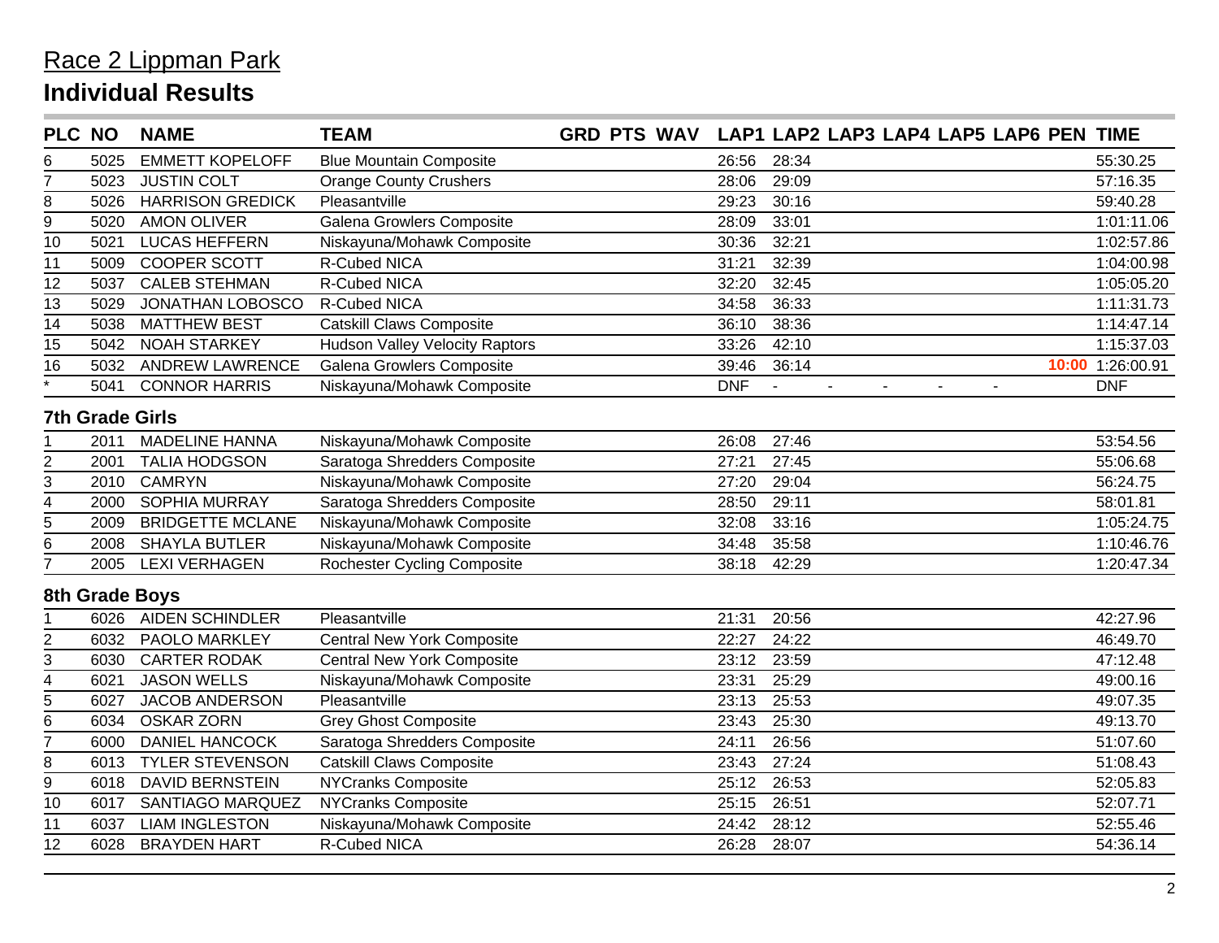# Race 2 Lippman Park

## Individual Results

| PLC | NO | NAME | TEAM | GRD | PTS | WAV | LAP1 | LAP2 | LAP3 | LAP4 | LAP5 | LAP6 | PEN | TIME |
|---|---|---|---|---|---|---|---|---|---|---|---|---|---|---|
| 6 | 5025 | EMMETT KOPELOFF | Blue Mountain Composite | | | | 26:56 | 28:34 | | | | | | 55:30.25 |
| 7 | 5023 | JUSTIN COLT | Orange County Crushers | | | | 28:06 | 29:09 | | | | | | 57:16.35 |
| 8 | 5026 | HARRISON GREDICK | Pleasantville | | | | 29:23 | 30:16 | | | | | | 59:40.28 |
| 9 | 5020 | AMON OLIVER | Galena Growlers Composite | | | | 28:09 | 33:01 | | | | | | 1:01:11.06 |
| 10 | 5021 | LUCAS HEFFERN | Niskayuna/Mohawk Composite | | | | 30:36 | 32:21 | | | | | | 1:02:57.86 |
| 11 | 5009 | COOPER SCOTT | R-Cubed NICA | | | | 31:21 | 32:39 | | | | | | 1:04:00.98 |
| 12 | 5037 | CALEB STEHMAN | R-Cubed NICA | | | | 32:20 | 32:45 | | | | | | 1:05:05.20 |
| 13 | 5029 | JONATHAN LOBOSCO | R-Cubed NICA | | | | 34:58 | 36:33 | | | | | | 1:11:31.73 |
| 14 | 5038 | MATTHEW BEST | Catskill Claws Composite | | | | 36:10 | 38:36 | | | | | | 1:14:47.14 |
| 15 | 5042 | NOAH STARKEY | Hudson Valley Velocity Raptors | | | | 33:26 | 42:10 | | | | | | 1:15:37.03 |
| 16 | 5032 | ANDREW LAWRENCE | Galena Growlers Composite | | | | 39:46 | 36:14 | | | | | 10:00 | 1:26:00.91 |
| * | 5041 | CONNOR HARRIS | Niskayuna/Mohawk Composite | | | | DNF | - | - | - | - | - | | DNF |

### 7th Grade Girls

| PLC | NO | NAME | TEAM | GRD | PTS | WAV | LAP1 | LAP2 | LAP3 | LAP4 | LAP5 | LAP6 | PEN | TIME |
|---|---|---|---|---|---|---|---|---|---|---|---|---|---|---|
| 1 | 2011 | MADELINE HANNA | Niskayuna/Mohawk Composite | | | | 26:08 | 27:46 | | | | | | 53:54.56 |
| 2 | 2001 | TALIA HODGSON | Saratoga Shredders Composite | | | | 27:21 | 27:45 | | | | | | 55:06.68 |
| 3 | 2010 | CAMRYN | Niskayuna/Mohawk Composite | | | | 27:20 | 29:04 | | | | | | 56:24.75 |
| 4 | 2000 | SOPHIA MURRAY | Saratoga Shredders Composite | | | | 28:50 | 29:11 | | | | | | 58:01.81 |
| 5 | 2009 | BRIDGETTE MCLANE | Niskayuna/Mohawk Composite | | | | 32:08 | 33:16 | | | | | | 1:05:24.75 |
| 6 | 2008 | SHAYLA BUTLER | Niskayuna/Mohawk Composite | | | | 34:48 | 35:58 | | | | | | 1:10:46.76 |
| 7 | 2005 | LEXI VERHAGEN | Rochester Cycling Composite | | | | 38:18 | 42:29 | | | | | | 1:20:47.34 |

### 8th Grade Boys

| PLC | NO | NAME | TEAM | GRD | PTS | WAV | LAP1 | LAP2 | LAP3 | LAP4 | LAP5 | LAP6 | PEN | TIME |
|---|---|---|---|---|---|---|---|---|---|---|---|---|---|---|
| 1 | 6026 | AIDEN SCHINDLER | Pleasantville | | | | 21:31 | 20:56 | | | | | | 42:27.96 |
| 2 | 6032 | PAOLO MARKLEY | Central New York Composite | | | | 22:27 | 24:22 | | | | | | 46:49.70 |
| 3 | 6030 | CARTER RODAK | Central New York Composite | | | | 23:12 | 23:59 | | | | | | 47:12.48 |
| 4 | 6021 | JASON WELLS | Niskayuna/Mohawk Composite | | | | 23:31 | 25:29 | | | | | | 49:00.16 |
| 5 | 6027 | JACOB ANDERSON | Pleasantville | | | | 23:13 | 25:53 | | | | | | 49:07.35 |
| 6 | 6034 | OSKAR ZORN | Grey Ghost Composite | | | | 23:43 | 25:30 | | | | | | 49:13.70 |
| 7 | 6000 | DANIEL HANCOCK | Saratoga Shredders Composite | | | | 24:11 | 26:56 | | | | | | 51:07.60 |
| 8 | 6013 | TYLER STEVENSON | Catskill Claws Composite | | | | 23:43 | 27:24 | | | | | | 51:08.43 |
| 9 | 6018 | DAVID BERNSTEIN | NYCranks Composite | | | | 25:12 | 26:53 | | | | | | 52:05.83 |
| 10 | 6017 | SANTIAGO MARQUEZ | NYCranks Composite | | | | 25:15 | 26:51 | | | | | | 52:07.71 |
| 11 | 6037 | LIAM INGLESTON | Niskayuna/Mohawk Composite | | | | 24:42 | 28:12 | | | | | | 52:55.46 |
| 12 | 6028 | BRAYDEN HART | R-Cubed NICA | | | | 26:28 | 28:07 | | | | | | 54:36.14 |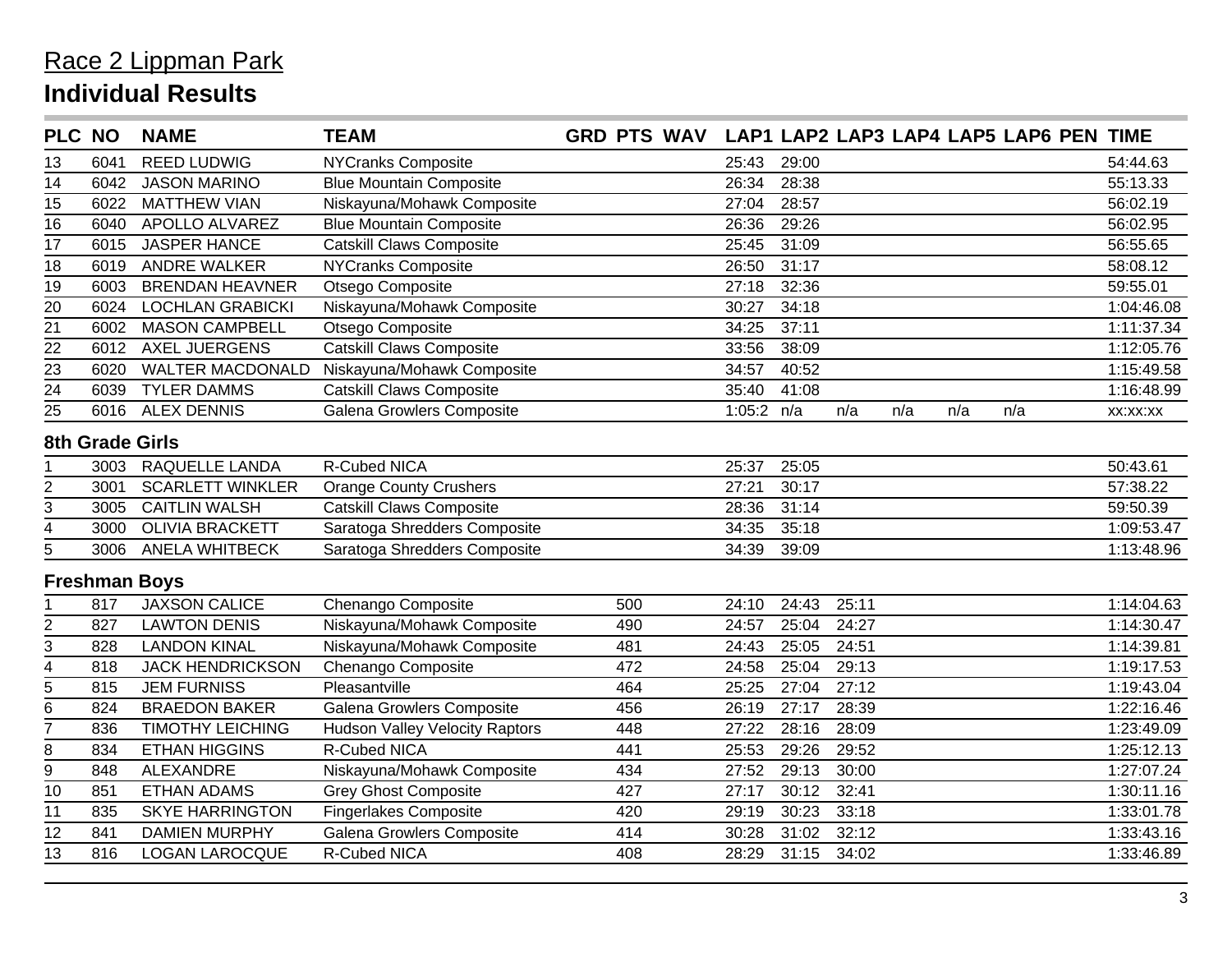# Race 2 Lippman Park

## Individual Results

| PLC | NO | NAME | TEAM | GRD | PTS | WAV | LAP1 | LAP2 | LAP3 | LAP4 | LAP5 | LAP6 | PEN | TIME |
|---|---|---|---|---|---|---|---|---|---|---|---|---|---|---|
| 13 | 6041 | REED LUDWIG | NYCranks Composite | | | | 25:43 | 29:00 | | | | | | 54:44.63 |
| 14 | 6042 | JASON MARINO | Blue Mountain Composite | | | | 26:34 | 28:38 | | | | | | 55:13.33 |
| 15 | 6022 | MATTHEW VIAN | Niskayuna/Mohawk Composite | | | | 27:04 | 28:57 | | | | | | 56:02.19 |
| 16 | 6040 | APOLLO ALVAREZ | Blue Mountain Composite | | | | 26:36 | 29:26 | | | | | | 56:02.95 |
| 17 | 6015 | JASPER HANCE | Catskill Claws Composite | | | | 25:45 | 31:09 | | | | | | 56:55.65 |
| 18 | 6019 | ANDRE WALKER | NYCranks Composite | | | | 26:50 | 31:17 | | | | | | 58:08.12 |
| 19 | 6003 | BRENDAN HEAVNER | Otsego Composite | | | | 27:18 | 32:36 | | | | | | 59:55.01 |
| 20 | 6024 | LOCHLAN GRABICKI | Niskayuna/Mohawk Composite | | | | 30:27 | 34:18 | | | | | | 1:04:46.08 |
| 21 | 6002 | MASON CAMPBELL | Otsego Composite | | | | 34:25 | 37:11 | | | | | | 1:11:37.34 |
| 22 | 6012 | AXEL JUERGENS | Catskill Claws Composite | | | | 33:56 | 38:09 | | | | | | 1:12:05.76 |
| 23 | 6020 | WALTER MACDONALD | Niskayuna/Mohawk Composite | | | | 34:57 | 40:52 | | | | | | 1:15:49.58 |
| 24 | 6039 | TYLER DAMMS | Catskill Claws Composite | | | | 35:40 | 41:08 | | | | | | 1:16:48.99 |
| 25 | 6016 | ALEX DENNIS | Galena Growlers Composite | | | | 1:05:2 | n/a | n/a | n/a | n/a | n/a | | xx:xx:xx |

### 8th Grade Girls

| PLC | NO | NAME | TEAM | GRD | PTS | WAV | LAP1 | LAP2 | LAP3 | LAP4 | LAP5 | LAP6 | PEN | TIME |
|---|---|---|---|---|---|---|---|---|---|---|---|---|---|---|
| 1 | 3003 | RAQUELLE LANDA | R-Cubed NICA | | | | 25:37 | 25:05 | | | | | | 50:43.61 |
| 2 | 3001 | SCARLETT WINKLER | Orange County Crushers | | | | 27:21 | 30:17 | | | | | | 57:38.22 |
| 3 | 3005 | CAITLIN WALSH | Catskill Claws Composite | | | | 28:36 | 31:14 | | | | | | 59:50.39 |
| 4 | 3000 | OLIVIA BRACKETT | Saratoga Shredders Composite | | | | 34:35 | 35:18 | | | | | | 1:09:53.47 |
| 5 | 3006 | ANELA WHITBECK | Saratoga Shredders Composite | | | | 34:39 | 39:09 | | | | | | 1:13:48.96 |

### Freshman Boys

| PLC | NO | NAME | TEAM | GRD | PTS | WAV | LAP1 | LAP2 | LAP3 | LAP4 | LAP5 | LAP6 | PEN | TIME |
|---|---|---|---|---|---|---|---|---|---|---|---|---|---|---|
| 1 | 817 | JAXSON CALICE | Chenango Composite | | 500 | | 24:10 | 24:43 | 25:11 | | | | | 1:14:04.63 |
| 2 | 827 | LAWTON DENIS | Niskayuna/Mohawk Composite | | 490 | | 24:57 | 25:04 | 24:27 | | | | | 1:14:30.47 |
| 3 | 828 | LANDON KINAL | Niskayuna/Mohawk Composite | | 481 | | 24:43 | 25:05 | 24:51 | | | | | 1:14:39.81 |
| 4 | 818 | JACK HENDRICKSON | Chenango Composite | | 472 | | 24:58 | 25:04 | 29:13 | | | | | 1:19:17.53 |
| 5 | 815 | JEM FURNISS | Pleasantville | | 464 | | 25:25 | 27:04 | 27:12 | | | | | 1:19:43.04 |
| 6 | 824 | BRAEDON BAKER | Galena Growlers Composite | | 456 | | 26:19 | 27:17 | 28:39 | | | | | 1:22:16.46 |
| 7 | 836 | TIMOTHY LEICHING | Hudson Valley Velocity Raptors | | 448 | | 27:22 | 28:16 | 28:09 | | | | | 1:23:49.09 |
| 8 | 834 | ETHAN HIGGINS | R-Cubed NICA | | 441 | | 25:53 | 29:26 | 29:52 | | | | | 1:25:12.13 |
| 9 | 848 | ALEXANDRE | Niskayuna/Mohawk Composite | | 434 | | 27:52 | 29:13 | 30:00 | | | | | 1:27:07.24 |
| 10 | 851 | ETHAN ADAMS | Grey Ghost Composite | | 427 | | 27:17 | 30:12 | 32:41 | | | | | 1:30:11.16 |
| 11 | 835 | SKYE HARRINGTON | Fingerlakes Composite | | 420 | | 29:19 | 30:23 | 33:18 | | | | | 1:33:01.78 |
| 12 | 841 | DAMIEN MURPHY | Galena Growlers Composite | | 414 | | 30:28 | 31:02 | 32:12 | | | | | 1:33:43.16 |
| 13 | 816 | LOGAN LAROCQUE | R-Cubed NICA | | 408 | | 28:29 | 31:15 | 34:02 | | | | | 1:33:46.89 |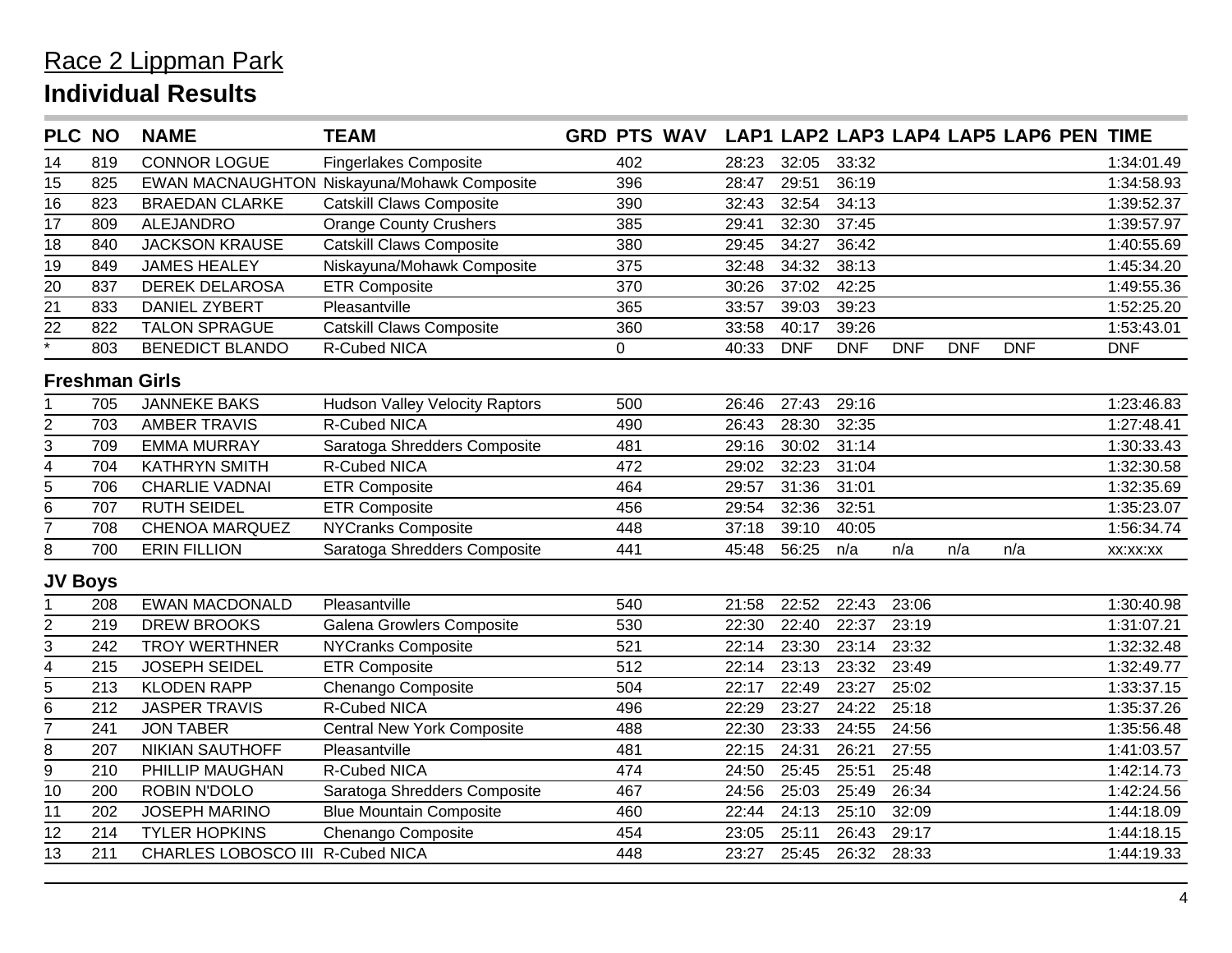## Race 2 Lippman Park

# Individual Results

| PLC | NO | NAME | TEAM | GRD | PTS | WAV | LAP1 | LAP2 | LAP3 | LAP4 | LAP5 | LAP6 | PEN | TIME |
|---|---|---|---|---|---|---|---|---|---|---|---|---|---|---|
| 14 | 819 | CONNOR LOGUE | Fingerlakes Composite | | 402 | | 28:23 | 32:05 | 33:32 | | | | | 1:34:01.49 |
| 15 | 825 | EWAN MACNAUGHTON | Niskayuna/Mohawk Composite | | 396 | | 28:47 | 29:51 | 36:19 | | | | | 1:34:58.93 |
| 16 | 823 | BRAEDAN CLARKE | Catskill Claws Composite | | 390 | | 32:43 | 32:54 | 34:13 | | | | | 1:39:52.37 |
| 17 | 809 | ALEJANDRO | Orange County Crushers | | 385 | | 29:41 | 32:30 | 37:45 | | | | | 1:39:57.97 |
| 18 | 840 | JACKSON KRAUSE | Catskill Claws Composite | | 380 | | 29:45 | 34:27 | 36:42 | | | | | 1:40:55.69 |
| 19 | 849 | JAMES HEALEY | Niskayuna/Mohawk Composite | | 375 | | 32:48 | 34:32 | 38:13 | | | | | 1:45:34.20 |
| 20 | 837 | DEREK DELAROSA | ETR Composite | | 370 | | 30:26 | 37:02 | 42:25 | | | | | 1:49:55.36 |
| 21 | 833 | DANIEL ZYBERT | Pleasantville | | 365 | | 33:57 | 39:03 | 39:23 | | | | | 1:52:25.20 |
| 22 | 822 | TALON SPRAGUE | Catskill Claws Composite | | 360 | | 33:58 | 40:17 | 39:26 | | | | | 1:53:43.01 |
| * | 803 | BENEDICT BLANDO | R-Cubed NICA | | 0 | | 40:33 | DNF | DNF | DNF | DNF | DNF | | DNF |

### Freshman Girls

| PLC | NO | NAME | TEAM | GRD | PTS | WAV | LAP1 | LAP2 | LAP3 | LAP4 | LAP5 | LAP6 | PEN | TIME |
|---|---|---|---|---|---|---|---|---|---|---|---|---|---|---|
| 1 | 705 | JANNEKE BAKS | Hudson Valley Velocity Raptors | | 500 | | 26:46 | 27:43 | 29:16 | | | | | 1:23:46.83 |
| 2 | 703 | AMBER TRAVIS | R-Cubed NICA | | 490 | | 26:43 | 28:30 | 32:35 | | | | | 1:27:48.41 |
| 3 | 709 | EMMA MURRAY | Saratoga Shredders Composite | | 481 | | 29:16 | 30:02 | 31:14 | | | | | 1:30:33.43 |
| 4 | 704 | KATHRYN SMITH | R-Cubed NICA | | 472 | | 29:02 | 32:23 | 31:04 | | | | | 1:32:30.58 |
| 5 | 706 | CHARLIE VADNAI | ETR Composite | | 464 | | 29:57 | 31:36 | 31:01 | | | | | 1:32:35.69 |
| 6 | 707 | RUTH SEIDEL | ETR Composite | | 456 | | 29:54 | 32:36 | 32:51 | | | | | 1:35:23.07 |
| 7 | 708 | CHENOA MARQUEZ | NYCranks Composite | | 448 | | 37:18 | 39:10 | 40:05 | | | | | 1:56:34.74 |
| 8 | 700 | ERIN FILLION | Saratoga Shredders Composite | | 441 | | 45:48 | 56:25 | n/a | n/a | n/a | n/a | | xx:xx:xx |

### JV Boys

| PLC | NO | NAME | TEAM | GRD | PTS | WAV | LAP1 | LAP2 | LAP3 | LAP4 | LAP5 | LAP6 | PEN | TIME |
|---|---|---|---|---|---|---|---|---|---|---|---|---|---|---|
| 1 | 208 | EWAN MACDONALD | Pleasantville | | 540 | | 21:58 | 22:52 | 22:43 | 23:06 | | | | 1:30:40.98 |
| 2 | 219 | DREW BROOKS | Galena Growlers Composite | | 530 | | 22:30 | 22:40 | 22:37 | 23:19 | | | | 1:31:07.21 |
| 3 | 242 | TROY WERTHNER | NYCranks Composite | | 521 | | 22:14 | 23:30 | 23:14 | 23:32 | | | | 1:32:32.48 |
| 4 | 215 | JOSEPH SEIDEL | ETR Composite | | 512 | | 22:14 | 23:13 | 23:32 | 23:49 | | | | 1:32:49.77 |
| 5 | 213 | KLODEN RAPP | Chenango Composite | | 504 | | 22:17 | 22:49 | 23:27 | 25:02 | | | | 1:33:37.15 |
| 6 | 212 | JASPER TRAVIS | R-Cubed NICA | | 496 | | 22:29 | 23:27 | 24:22 | 25:18 | | | | 1:35:37.26 |
| 7 | 241 | JON TABER | Central New York Composite | | 488 | | 22:30 | 23:33 | 24:55 | 24:56 | | | | 1:35:56.48 |
| 8 | 207 | NIKIAN SAUTHOFF | Pleasantville | | 481 | | 22:15 | 24:31 | 26:21 | 27:55 | | | | 1:41:03.57 |
| 9 | 210 | PHILLIP MAUGHAN | R-Cubed NICA | | 474 | | 24:50 | 25:45 | 25:51 | 25:48 | | | | 1:42:14.73 |
| 10 | 200 | ROBIN N'DOLO | Saratoga Shredders Composite | | 467 | | 24:56 | 25:03 | 25:49 | 26:34 | | | | 1:42:24.56 |
| 11 | 202 | JOSEPH MARINO | Blue Mountain Composite | | 460 | | 22:44 | 24:13 | 25:10 | 32:09 | | | | 1:44:18.09 |
| 12 | 214 | TYLER HOPKINS | Chenango Composite | | 454 | | 23:05 | 25:11 | 26:43 | 29:17 | | | | 1:44:18.15 |
| 13 | 211 | CHARLES LOBOSCO III | R-Cubed NICA | | 448 | | 23:27 | 25:45 | 26:32 | 28:33 | | | | 1:44:19.33 |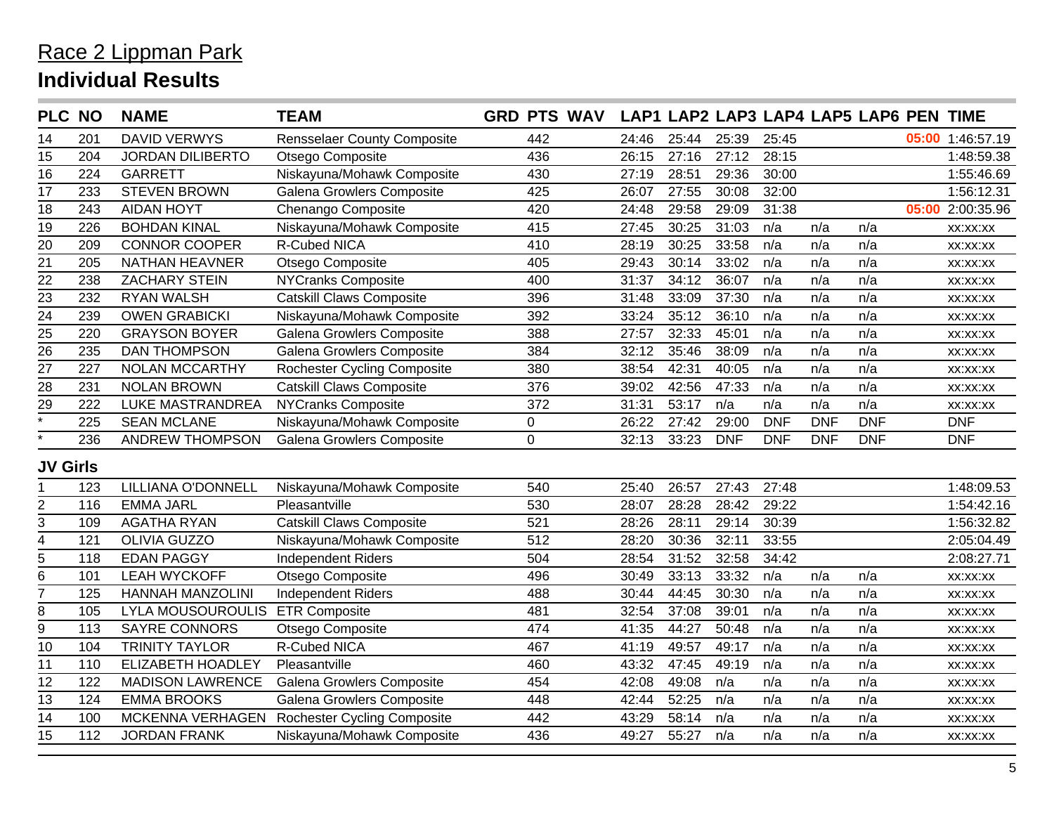# Race 2 Lippman Park

## Individual Results

| PLC | NO | NAME | TEAM | GRD | PTS | WAV | LAP1 | LAP2 | LAP3 | LAP4 | LAP5 | LAP6 | PEN | TIME |
|---|---|---|---|---|---|---|---|---|---|---|---|---|---|---|
| 14 | 201 | DAVID VERWYS | Rensselaer County Composite | | 442 | | 24:46 | 25:44 | 25:39 | 25:45 | | | 05:00 | 1:46:57.19 |
| 15 | 204 | JORDAN DILIBERTO | Otsego Composite | | 436 | | 26:15 | 27:16 | 27:12 | 28:15 | | | | 1:48:59.38 |
| 16 | 224 | GARRETT | Niskayuna/Mohawk Composite | | 430 | | 27:19 | 28:51 | 29:36 | 30:00 | | | | 1:55:46.69 |
| 17 | 233 | STEVEN BROWN | Galena Growlers Composite | | 425 | | 26:07 | 27:55 | 30:08 | 32:00 | | | | 1:56:12.31 |
| 18 | 243 | AIDAN HOYT | Chenango Composite | | 420 | | 24:48 | 29:58 | 29:09 | 31:38 | | | 05:00 | 2:00:35.96 |
| 19 | 226 | BOHDAN KINAL | Niskayuna/Mohawk Composite | | 415 | | 27:45 | 30:25 | 31:03 | n/a | n/a | n/a | | xx:xx:xx |
| 20 | 209 | CONNOR COOPER | R-Cubed NICA | | 410 | | 28:19 | 30:25 | 33:58 | n/a | n/a | n/a | | xx:xx:xx |
| 21 | 205 | NATHAN HEAVNER | Otsego Composite | | 405 | | 29:43 | 30:14 | 33:02 | n/a | n/a | n/a | | xx:xx:xx |
| 22 | 238 | ZACHARY STEIN | NYCranks Composite | | 400 | | 31:37 | 34:12 | 36:07 | n/a | n/a | n/a | | xx:xx:xx |
| 23 | 232 | RYAN WALSH | Catskill Claws Composite | | 396 | | 31:48 | 33:09 | 37:30 | n/a | n/a | n/a | | xx:xx:xx |
| 24 | 239 | OWEN GRABICKI | Niskayuna/Mohawk Composite | | 392 | | 33:24 | 35:12 | 36:10 | n/a | n/a | n/a | | xx:xx:xx |
| 25 | 220 | GRAYSON BOYER | Galena Growlers Composite | | 388 | | 27:57 | 32:33 | 45:01 | n/a | n/a | n/a | | xx:xx:xx |
| 26 | 235 | DAN THOMPSON | Galena Growlers Composite | | 384 | | 32:12 | 35:46 | 38:09 | n/a | n/a | n/a | | xx:xx:xx |
| 27 | 227 | NOLAN MCCARTHY | Rochester Cycling Composite | | 380 | | 38:54 | 42:31 | 40:05 | n/a | n/a | n/a | | xx:xx:xx |
| 28 | 231 | NOLAN BROWN | Catskill Claws Composite | | 376 | | 39:02 | 42:56 | 47:33 | n/a | n/a | n/a | | xx:xx:xx |
| 29 | 222 | LUKE MASTRANDREA | NYCranks Composite | | 372 | | 31:31 | 53:17 | n/a | n/a | n/a | n/a | | xx:xx:xx |
| * | 225 | SEAN MCLANE | Niskayuna/Mohawk Composite | | 0 | | 26:22 | 27:42 | 29:00 | DNF | DNF | DNF | | DNF |
| * | 236 | ANDREW THOMPSON | Galena Growlers Composite | | 0 | | 32:13 | 33:23 | DNF | DNF | DNF | DNF | | DNF |

### JV Girls

| PLC | NO | NAME | TEAM | GRD | PTS | WAV | LAP1 | LAP2 | LAP3 | LAP4 | LAP5 | LAP6 | PEN | TIME |
|---|---|---|---|---|---|---|---|---|---|---|---|---|---|---|
| 1 | 123 | LILLIANA O'DONNELL | Niskayuna/Mohawk Composite | | 540 | | 25:40 | 26:57 | 27:43 | 27:48 | | | | 1:48:09.53 |
| 2 | 116 | EMMA JARL | Pleasantville | | 530 | | 28:07 | 28:28 | 28:42 | 29:22 | | | | 1:54:42.16 |
| 3 | 109 | AGATHA RYAN | Catskill Claws Composite | | 521 | | 28:26 | 28:11 | 29:14 | 30:39 | | | | 1:56:32.82 |
| 4 | 121 | OLIVIA GUZZO | Niskayuna/Mohawk Composite | | 512 | | 28:20 | 30:36 | 32:11 | 33:55 | | | | 2:05:04.49 |
| 5 | 118 | EDAN PAGGY | Independent Riders | | 504 | | 28:54 | 31:52 | 32:58 | 34:42 | | | | 2:08:27.71 |
| 6 | 101 | LEAH WYCKOFF | Otsego Composite | | 496 | | 30:49 | 33:13 | 33:32 | n/a | n/a | n/a | | xx:xx:xx |
| 7 | 125 | HANNAH MANZOLINI | Independent Riders | | 488 | | 30:44 | 44:45 | 30:30 | n/a | n/a | n/a | | xx:xx:xx |
| 8 | 105 | LYLA MOUSOUROULIS | ETR Composite | | 481 | | 32:54 | 37:08 | 39:01 | n/a | n/a | n/a | | xx:xx:xx |
| 9 | 113 | SAYRE CONNORS | Otsego Composite | | 474 | | 41:35 | 44:27 | 50:48 | n/a | n/a | n/a | | xx:xx:xx |
| 10 | 104 | TRINITY TAYLOR | R-Cubed NICA | | 467 | | 41:19 | 49:57 | 49:17 | n/a | n/a | n/a | | xx:xx:xx |
| 11 | 110 | ELIZABETH HOADLEY | Pleasantville | | 460 | | 43:32 | 47:45 | 49:19 | n/a | n/a | n/a | | xx:xx:xx |
| 12 | 122 | MADISON LAWRENCE | Galena Growlers Composite | | 454 | | 42:08 | 49:08 | n/a | n/a | n/a | n/a | | xx:xx:xx |
| 13 | 124 | EMMA BROOKS | Galena Growlers Composite | | 448 | | 42:44 | 52:25 | n/a | n/a | n/a | n/a | | xx:xx:xx |
| 14 | 100 | MCKENNA VERHAGEN | Rochester Cycling Composite | | 442 | | 43:29 | 58:14 | n/a | n/a | n/a | n/a | | xx:xx:xx |
| 15 | 112 | JORDAN FRANK | Niskayuna/Mohawk Composite | | 436 | | 49:27 | 55:27 | n/a | n/a | n/a | n/a | | xx:xx:xx |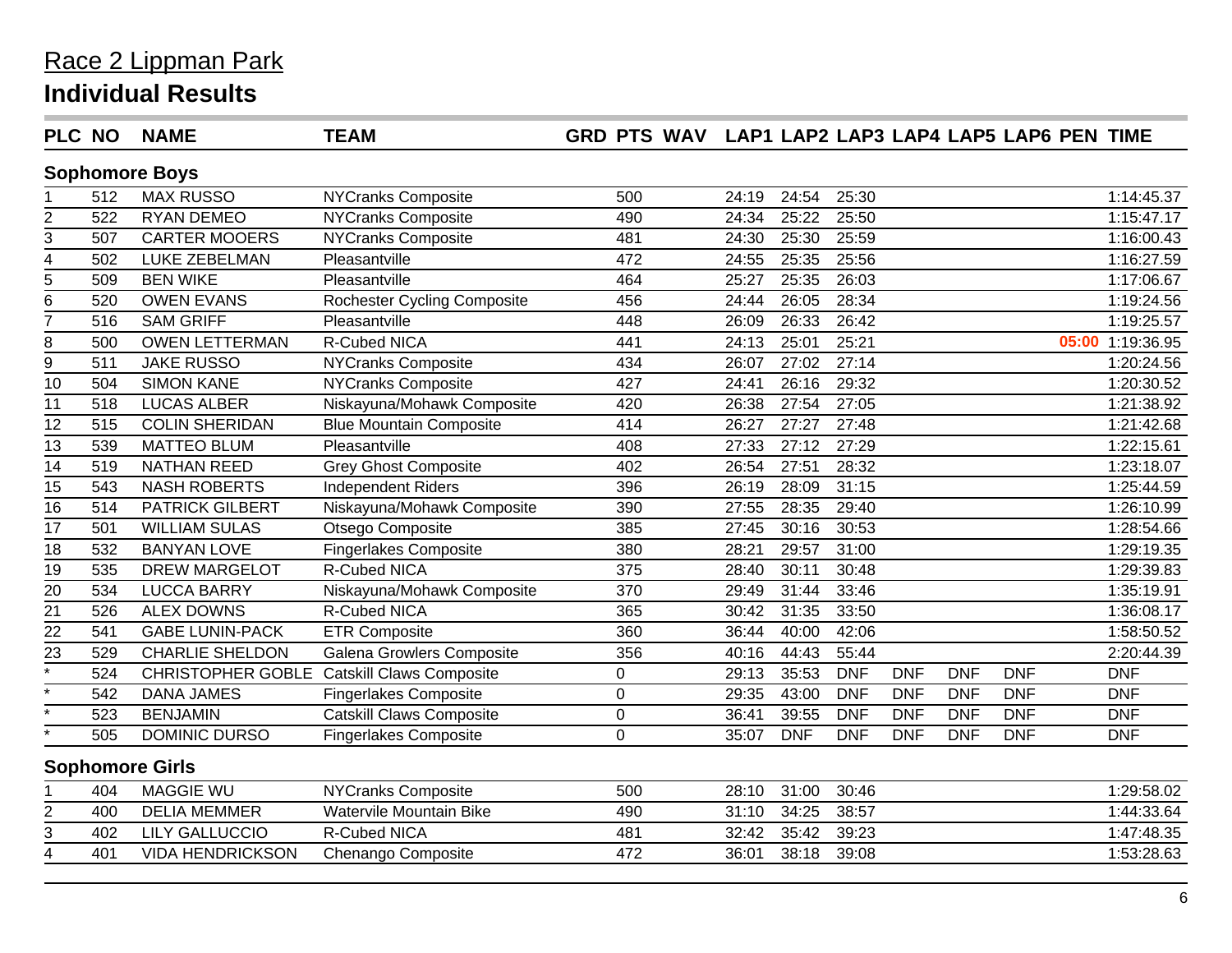# Race 2 Lippman Park

## Individual Results

| PLC | NO | NAME | TEAM | GRD | PTS | WAV | LAP1 | LAP2 | LAP3 | LAP4 | LAP5 | LAP6 | PEN | TIME |
|---|---|---|---|---|---|---|---|---|---|---|---|---|---|---|
| **Sophomore Boys** | | | | | | | | | | | | | | |
| 1 | 512 | MAX RUSSO | NYCranks Composite | | 500 | | 24:19 | 24:54 | 25:30 | | | | | 1:14:45.37 |
| 2 | 522 | RYAN DEMEO | NYCranks Composite | | 490 | | 24:34 | 25:22 | 25:50 | | | | | 1:15:47.17 |
| 3 | 507 | CARTER MOOERS | NYCranks Composite | | 481 | | 24:30 | 25:30 | 25:59 | | | | | 1:16:00.43 |
| 4 | 502 | LUKE ZEBELMAN | Pleasantville | | 472 | | 24:55 | 25:35 | 25:56 | | | | | 1:16:27.59 |
| 5 | 509 | BEN WIKE | Pleasantville | | 464 | | 25:27 | 25:35 | 26:03 | | | | | 1:17:06.67 |
| 6 | 520 | OWEN EVANS | Rochester Cycling Composite | | 456 | | 24:44 | 26:05 | 28:34 | | | | | 1:19:24.56 |
| 7 | 516 | SAM GRIFF | Pleasantville | | 448 | | 26:09 | 26:33 | 26:42 | | | | | 1:19:25.57 |
| 8 | 500 | OWEN LETTERMAN | R-Cubed NICA | | 441 | | 24:13 | 25:01 | 25:21 | | | | 05:00 | 1:19:36.95 |
| 9 | 511 | JAKE RUSSO | NYCranks Composite | | 434 | | 26:07 | 27:02 | 27:14 | | | | | 1:20:24.56 |
| 10 | 504 | SIMON KANE | NYCranks Composite | | 427 | | 24:41 | 26:16 | 29:32 | | | | | 1:20:30.52 |
| 11 | 518 | LUCAS ALBER | Niskayuna/Mohawk Composite | | 420 | | 26:38 | 27:54 | 27:05 | | | | | 1:21:38.92 |
| 12 | 515 | COLIN SHERIDAN | Blue Mountain Composite | | 414 | | 26:27 | 27:27 | 27:48 | | | | | 1:21:42.68 |
| 13 | 539 | MATTEO BLUM | Pleasantville | | 408 | | 27:33 | 27:12 | 27:29 | | | | | 1:22:15.61 |
| 14 | 519 | NATHAN REED | Grey Ghost Composite | | 402 | | 26:54 | 27:51 | 28:32 | | | | | 1:23:18.07 |
| 15 | 543 | NASH ROBERTS | Independent Riders | | 396 | | 26:19 | 28:09 | 31:15 | | | | | 1:25:44.59 |
| 16 | 514 | PATRICK GILBERT | Niskayuna/Mohawk Composite | | 390 | | 27:55 | 28:35 | 29:40 | | | | | 1:26:10.99 |
| 17 | 501 | WILLIAM SULAS | Otsego Composite | | 385 | | 27:45 | 30:16 | 30:53 | | | | | 1:28:54.66 |
| 18 | 532 | BANYAN LOVE | Fingerlakes Composite | | 380 | | 28:21 | 29:57 | 31:00 | | | | | 1:29:19.35 |
| 19 | 535 | DREW MARGELOT | R-Cubed NICA | | 375 | | 28:40 | 30:11 | 30:48 | | | | | 1:29:39.83 |
| 20 | 534 | LUCCA BARRY | Niskayuna/Mohawk Composite | | 370 | | 29:49 | 31:44 | 33:46 | | | | | 1:35:19.91 |
| 21 | 526 | ALEX DOWNS | R-Cubed NICA | | 365 | | 30:42 | 31:35 | 33:50 | | | | | 1:36:08.17 |
| 22 | 541 | GABE LUNIN-PACK | ETR Composite | | 360 | | 36:44 | 40:00 | 42:06 | | | | | 1:58:50.52 |
| 23 | 529 | CHARLIE SHELDON | Galena Growlers Composite | | 356 | | 40:16 | 44:43 | 55:44 | | | | | 2:20:44.39 |
| * | 524 | CHRISTOPHER GOBLE | Catskill Claws Composite | | 0 | | 29:13 | 35:53 | DNF | DNF | DNF | DNF | | DNF |
| * | 542 | DANA JAMES | Fingerlakes Composite | | 0 | | 29:35 | 43:00 | DNF | DNF | DNF | DNF | | DNF |
| * | 523 | BENJAMIN | Catskill Claws Composite | | 0 | | 36:41 | 39:55 | DNF | DNF | DNF | DNF | | DNF |
| * | 505 | DOMINIC DURSO | Fingerlakes Composite | | 0 | | 35:07 | DNF | DNF | DNF | DNF | DNF | | DNF |
| **Sophomore Girls** | | | | | | | | | | | | | | |
| 1 | 404 | MAGGIE WU | NYCranks Composite | | 500 | | 28:10 | 31:00 | 30:46 | | | | | 1:29:58.02 |
| 2 | 400 | DELIA MEMMER | Watervile Mountain Bike | | 490 | | 31:10 | 34:25 | 38:57 | | | | | 1:44:33.64 |
| 3 | 402 | LILY GALLUCCIO | R-Cubed NICA | | 481 | | 32:42 | 35:42 | 39:23 | | | | | 1:47:48.35 |
| 4 | 401 | VIDA HENDRICKSON | Chenango Composite | | 472 | | 36:01 | 38:18 | 39:08 | | | | | 1:53:28.63 |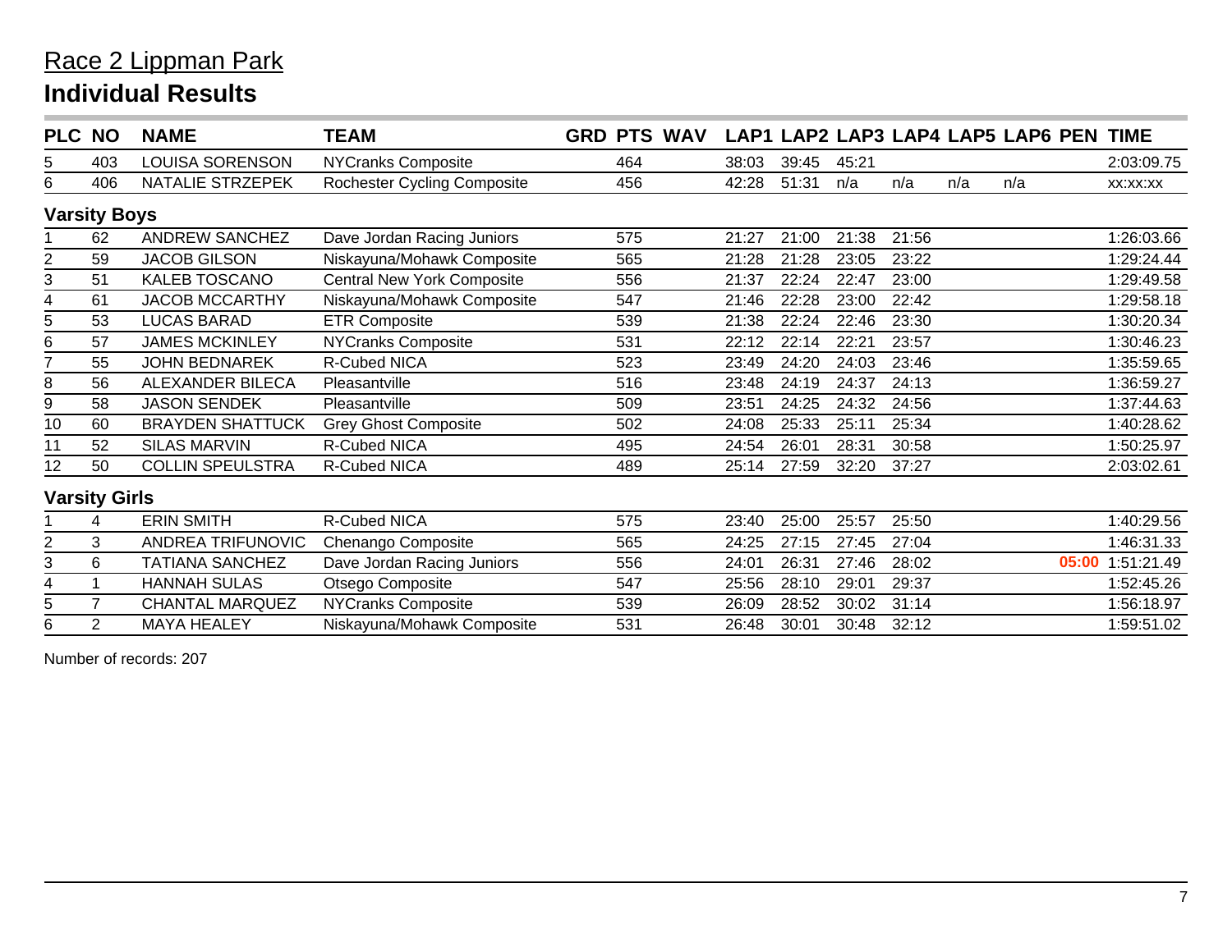# Race 2 Lippman Park

## Individual Results

| PLC | NO | NAME | TEAM | GRD | PTS | WAV | LAP1 | LAP2 | LAP3 | LAP4 | LAP5 | LAP6 | PEN | TIME |
|---|---|---|---|---|---|---|---|---|---|---|---|---|---|---|
| 5 | 403 | LOUISA SORENSON | NYCranks Composite | | 464 | | 38:03 | 39:45 | 45:21 | | | | | 2:03:09.75 |
| 6 | 406 | NATALIE STRZEPEK | Rochester Cycling Composite | | 456 | | 42:28 | 51:31 | n/a | n/a | n/a | n/a | | xx:xx:xx |
| **Varsity Boys** | | | | | | | | | | | | | | |
| 1 | 62 | ANDREW SANCHEZ | Dave Jordan Racing Juniors | | 575 | | 21:27 | 21:00 | 21:38 | 21:56 | | | | 1:26:03.66 |
| 2 | 59 | JACOB GILSON | Niskayuna/Mohawk Composite | | 565 | | 21:28 | 21:28 | 23:05 | 23:22 | | | | 1:29:24.44 |
| 3 | 51 | KALEB TOSCANO | Central New York Composite | | 556 | | 21:37 | 22:24 | 22:47 | 23:00 | | | | 1:29:49.58 |
| 4 | 61 | JACOB MCCARTHY | Niskayuna/Mohawk Composite | | 547 | | 21:46 | 22:28 | 23:00 | 22:42 | | | | 1:29:58.18 |
| 5 | 53 | LUCAS BARAD | ETR Composite | | 539 | | 21:38 | 22:24 | 22:46 | 23:30 | | | | 1:30:20.34 |
| 6 | 57 | JAMES MCKINLEY | NYCranks Composite | | 531 | | 22:12 | 22:14 | 22:21 | 23:57 | | | | 1:30:46.23 |
| 7 | 55 | JOHN BEDNAREK | R-Cubed NICA | | 523 | | 23:49 | 24:20 | 24:03 | 23:46 | | | | 1:35:59.65 |
| 8 | 56 | ALEXANDER BILECA | Pleasantville | | 516 | | 23:48 | 24:19 | 24:37 | 24:13 | | | | 1:36:59.27 |
| 9 | 58 | JASON SENDEK | Pleasantville | | 509 | | 23:51 | 24:25 | 24:32 | 24:56 | | | | 1:37:44.63 |
| 10 | 60 | BRAYDEN SHATTUCK | Grey Ghost Composite | | 502 | | 24:08 | 25:33 | 25:11 | 25:34 | | | | 1:40:28.62 |
| 11 | 52 | SILAS MARVIN | R-Cubed NICA | | 495 | | 24:54 | 26:01 | 28:31 | 30:58 | | | | 1:50:25.97 |
| 12 | 50 | COLLIN SPEULSTRA | R-Cubed NICA | | 489 | | 25:14 | 27:59 | 32:20 | 37:27 | | | | 2:03:02.61 |
| **Varsity Girls** | | | | | | | | | | | | | | |
| 1 | 4 | ERIN SMITH | R-Cubed NICA | | 575 | | 23:40 | 25:00 | 25:57 | 25:50 | | | | 1:40:29.56 |
| 2 | 3 | ANDREA TRIFUNOVIC | Chenango Composite | | 565 | | 24:25 | 27:15 | 27:45 | 27:04 | | | | 1:46:31.33 |
| 3 | 6 | TATIANA SANCHEZ | Dave Jordan Racing Juniors | | 556 | | 24:01 | 26:31 | 27:46 | 28:02 | | | 05:00 | 1:51:21.49 |
| 4 | 1 | HANNAH SULAS | Otsego Composite | | 547 | | 25:56 | 28:10 | 29:01 | 29:37 | | | | 1:52:45.26 |
| 5 | 7 | CHANTAL MARQUEZ | NYCranks Composite | | 539 | | 26:09 | 28:52 | 30:02 | 31:14 | | | | 1:56:18.97 |
| 6 | 2 | MAYA HEALEY | Niskayuna/Mohawk Composite | | 531 | | 26:48 | 30:01 | 30:48 | 32:12 | | | | 1:59:51.02 |

Number of records: 207